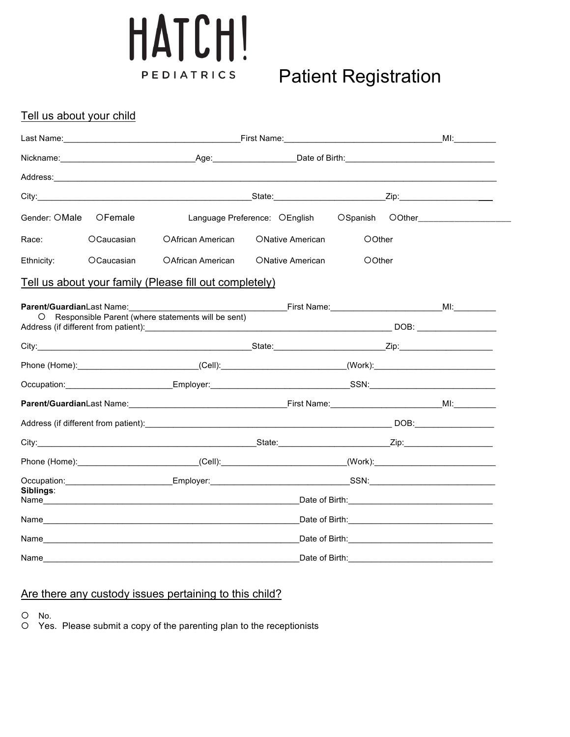# HATCH! PEDIATRICS

# Patient Registration

## Tell us about your child

Last Name:______________________________________First Name:__________________________________MI:_________

Nickname:____________________________Age:_________________Date of Birth:_______________________________

Address:_______________________________________________________________________________________________

City:______________________________________________State:________________________Zip:___________________

Gender: ○Male ○Female Language Preference: ○English ○Spanish ○Other____________________

Race: ○Caucasian ○African American ○Native American ○Other

Ethnicity: ○Caucasian ○African American ○Native American ○Other

## Tell us about your family (Please fill out completely)

**Parent/Guardian**Last Name:__________________________________First Name:________________________MI:_________

○ Responsible Parent (where statements will be sent)

Address (if different from patient):_________________________________________________________ DOB: _________________

City:______________________________________________State:________________________Zip:____________________

Phone (Home):__________________________(Cell):___________________________(Work):__________________________

Occupation:_______________________Employer:______________________________SSN:___________________________

**Parent/Guardian**Last Name:__________________________________First Name:________________________MI:_________

Address (if different from patient):_________________________________________________________ DOB:_________________

City:_______________________________________________State:________________________Zip:___________________

Phone (Home):__________________________(Cell):___________________________(Work):__________________________

Occupation:_______________________Employer:______________________________SSN:___________________________

**Siblings**:

Name________________________________________________________Date of Birth:_______________________________

Name________________________________________________________Date of Birth:_______________________________

Name________________________________________________________Date of Birth:_______________________________

Name________________________________________________________Date of Birth:_______________________________

## Are there any custody issues pertaining to this child?

○ No.

○ Yes. Please submit a copy of the parenting plan to the receptionists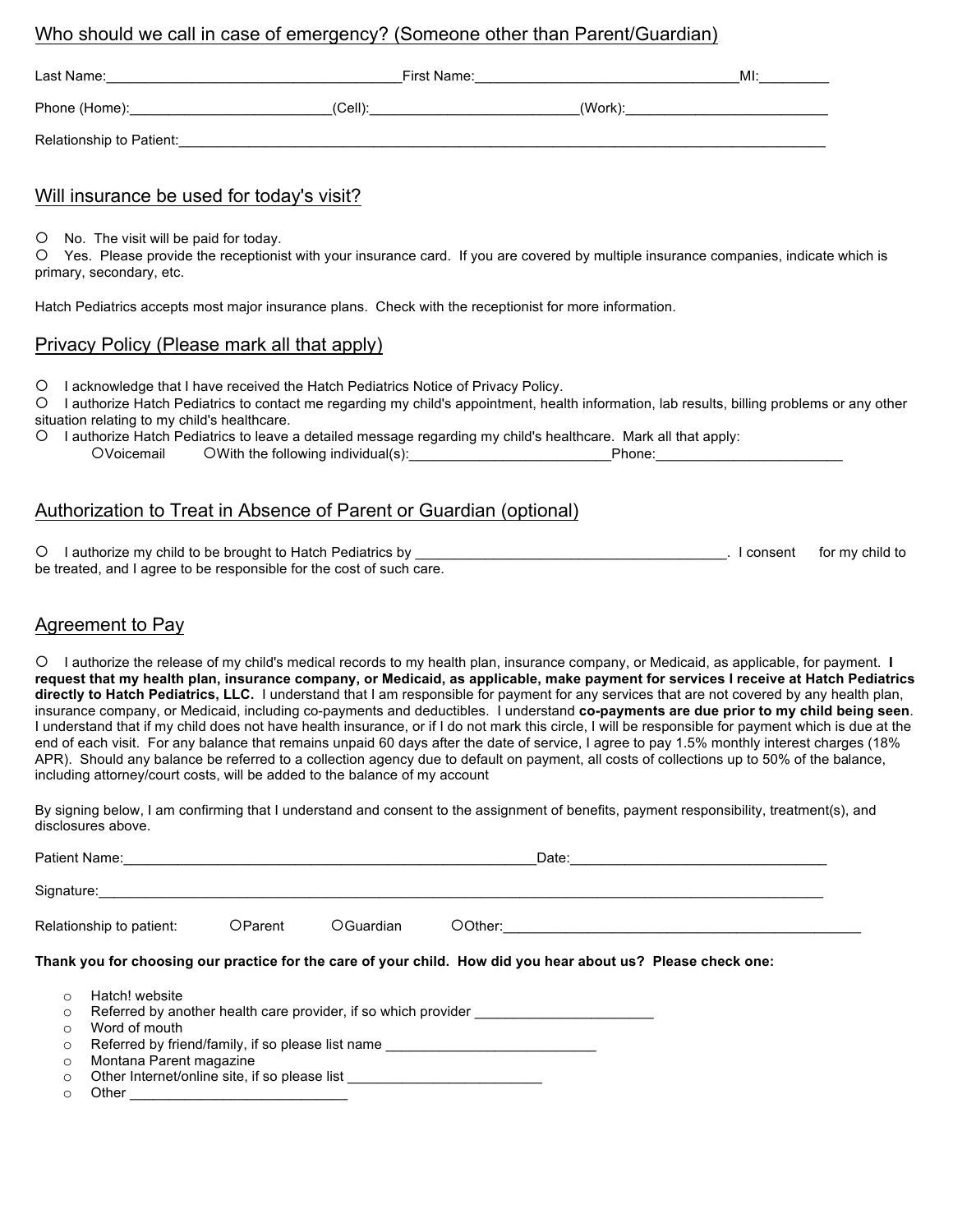## Who should we call in case of emergency? (Someone other than Parent/Guardian)

Last Name:______________________________________First Name:__________________________________MI:_________

Phone (Home):__________________________(Cell):___________________________(Work):___________________________

Relationship to Patient:_____________________________________________________________________________________

## Will insurance be used for today's visit?

○ No. The visit will be paid for today.
○ Yes. Please provide the receptionist with your insurance card. If you are covered by multiple insurance companies, indicate which is primary, secondary, etc.

Hatch Pediatrics accepts most major insurance plans. Check with the receptionist for more information.

## Privacy Policy (Please mark all that apply)

○ I acknowledge that I have received the Hatch Pediatrics Notice of Privacy Policy.
○ I authorize Hatch Pediatrics to contact me regarding my child's appointment, health information, lab results, billing problems or any other situation relating to my child's healthcare.
○ I authorize Hatch Pediatrics to leave a detailed message regarding my child's healthcare. Mark all that apply:
  ○Voicemail  ○With the following individual(s):__________________________Phone:_________________________

## Authorization to Treat in Absence of Parent or Guardian (optional)

○ I authorize my child to be brought to Hatch Pediatrics by ________________________________________. I consent for my child to be treated, and I agree to be responsible for the cost of such care.

## Agreement to Pay

○ I authorize the release of my child's medical records to my health plan, insurance company, or Medicaid, as applicable, for payment. **I request that my health plan, insurance company, or Medicaid, as applicable, make payment for services I receive at Hatch Pediatrics directly to Hatch Pediatrics, LLC.** I understand that I am responsible for payment for any services that are not covered by any health plan, insurance company, or Medicaid, including co-payments and deductibles. I understand **co-payments are due prior to my child being seen**. I understand that if my child does not have health insurance, or if I do not mark this circle, I will be responsible for payment which is due at the end of each visit. For any balance that remains unpaid 60 days after the date of service, I agree to pay 1.5% monthly interest charges (18% APR). Should any balance be referred to a collection agency due to default on payment, all costs of collections up to 50% of the balance, including attorney/court costs, will be added to the balance of my account

By signing below, I am confirming that I understand and consent to the assignment of benefits, payment responsibility, treatment(s), and disclosures above.

Patient Name:_____________________________________________________Date:_________________________________

Signature:_____________________________________________________________________________________________

Relationship to patient:  ○Parent  ○Guardian  ○Other:_______________________________________________

**Thank you for choosing our practice for the care of your child. How did you hear about us? Please check one:**

- Hatch! website
- Referred by another health care provider, if so which provider _______________________
- Word of mouth
- Referred by friend/family, if so please list name ___________________________
- Montana Parent magazine
- Other Internet/online site, if so please list _________________________
- Other ____________________________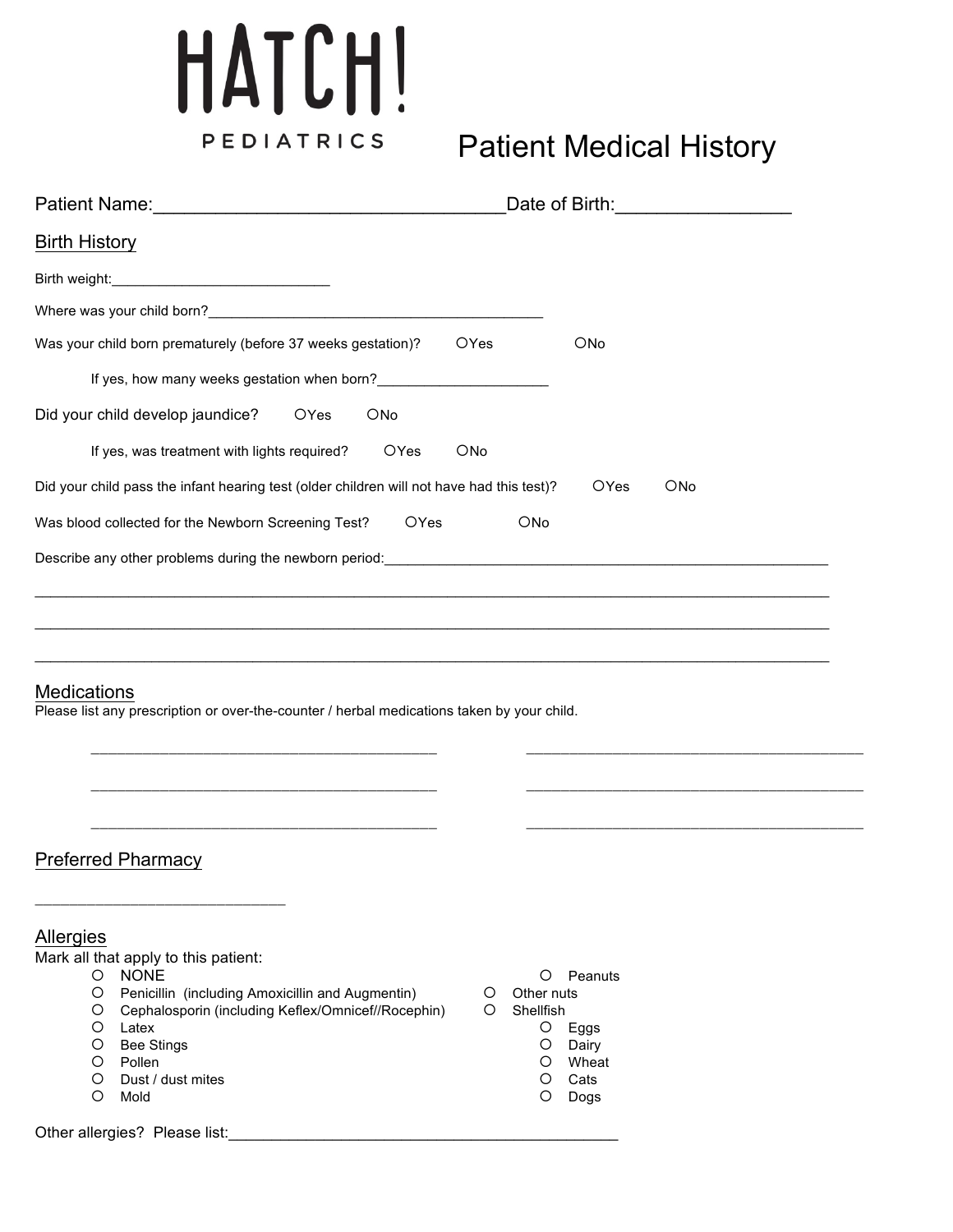# HATCH!

PEDIATRICS

# Patient Medical History

Patient Name:_________________________________Date of Birth:________________

## Birth History

Birth weight:___________________________

Where was your child born?__________________________________________

Was your child born prematurely (before 37 weeks gestation)? ○Yes ○No

If yes, how many weeks gestation when born?_____________________

Did your child develop jaundice? ○Yes ○No

If yes, was treatment with lights required? ○Yes ○No

Did your child pass the infant hearing test (older children will not have had this test)? ○Yes ○No

Was blood collected for the Newborn Screening Test? ○Yes ○No

Describe any other problems during the newborn period:_________________________________________________________

_____________________________________________________________________________________________

_____________________________________________________________________________________________

_____________________________________________________________________________________________

## Medications

Please list any prescription or over-the-counter / herbal medications taken by your child.

__________________________________________ __________________________________________

__________________________________________ __________________________________________

__________________________________________ __________________________________________

## Preferred Pharmacy

______________________________

## Allergies

Mark all that apply to this patient:

- ○ NONE
- ○ Penicillin (including Amoxicillin and Augmentin)
- ○ Cephalosporin (including Keflex/Omnicef//Rocephin)
- ○ Latex
- ○ Bee Stings
- ○ Pollen
- ○ Dust / dust mites
- ○ Mold
- ○ Peanuts
- ○ Other nuts
- ○ Shellfish
- ○ Eggs
- ○ Dairy
- ○ Wheat
- ○ Cats
- ○ Dogs

Other allergies? Please list:_____________________________________________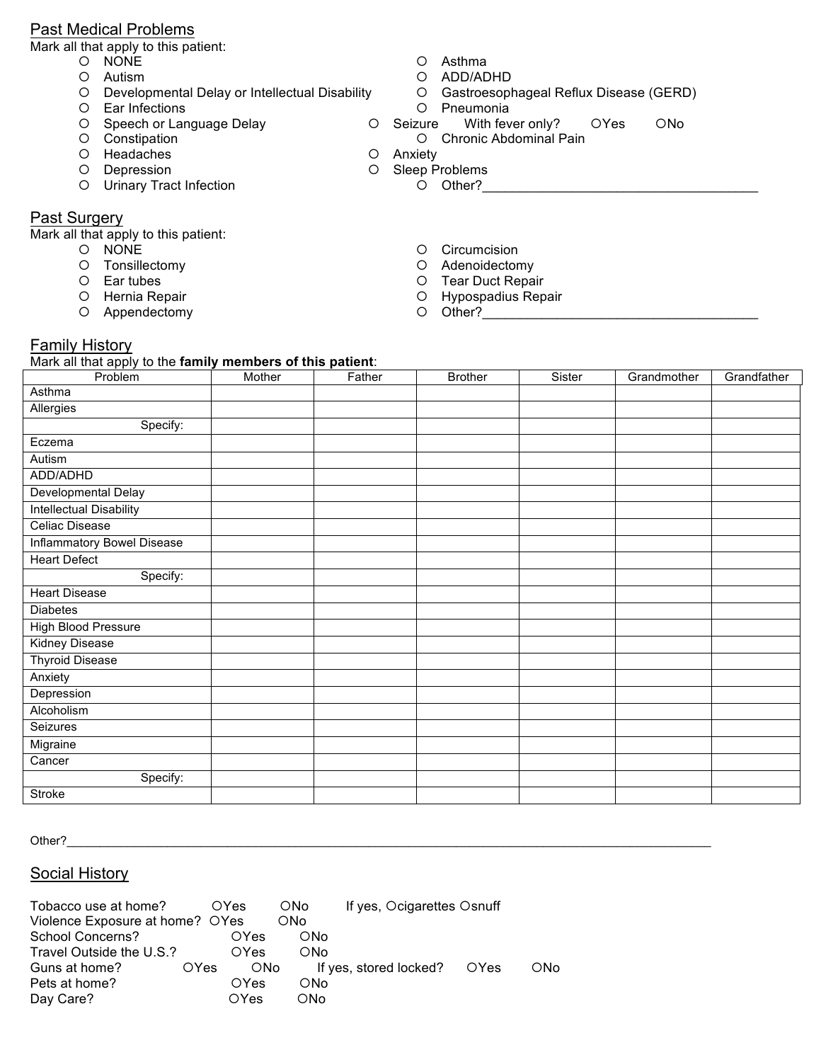## Past Medical Problems

Mark all that apply to this patient:

- O NONE
- O Autism
- O Developmental Delay or Intellectual Disability
- O Ear Infections
- O Speech or Language Delay
- O Constipation
- O Headaches
- O Depression
- O Urinary Tract Infection
- O Asthma
- O ADD/ADHD
- O Gastroesophageal Reflux Disease (GERD)
- O Pneumonia
- O Seizure With fever only? O Yes O No
- O Chronic Abdominal Pain
- O Anxiety
- O Sleep Problems
- O Other?______________________________________

## Past Surgery

Mark all that apply to this patient:

- O NONE
- O Tonsillectomy
- O Ear tubes
- O Hernia Repair
- O Appendectomy
- O Circumcision
- O Adenoidectomy
- O Tear Duct Repair
- O Hypospadius Repair
- O Other?______________________________________

## Family History

Mark all that apply to the **family members of this patient**:

| Problem | Mother | Father | Brother | Sister | Grandmother | Grandfather |
|---|---|---|---|---|---|---|
| Asthma | | | | | | |
| Allergies | | | | | | |
| Specify: | | | | | | |
| Eczema | | | | | | |
| Autism | | | | | | |
| ADD/ADHD | | | | | | |
| Developmental Delay | | | | | | |
| Intellectual Disability | | | | | | |
| Celiac Disease | | | | | | |
| Inflammatory Bowel Disease | | | | | | |
| Heart Defect | | | | | | |
| Specify: | | | | | | |
| Heart Disease | | | | | | |
| Diabetes | | | | | | |
| High Blood Pressure | | | | | | |
| Kidney Disease | | | | | | |
| Thyroid Disease | | | | | | |
| Anxiety | | | | | | |
| Depression | | | | | | |
| Alcoholism | | | | | | |
| Seizures | | | | | | |
| Migraine | | | | | | |
| Cancer | | | | | | |
| Specify: | | | | | | |
| Stroke | | | | | | |

Other?_____________________________________________________________________________________________

## Social History

Tobacco use at home? O Yes O No If yes, O cigarettes O snuff
Violence Exposure at home? O Yes O No
School Concerns? O Yes O No
Travel Outside the U.S.? O Yes O No
Guns at home? O Yes O No If yes, stored locked? O Yes O No
Pets at home? O Yes O No
Day Care? O Yes O No